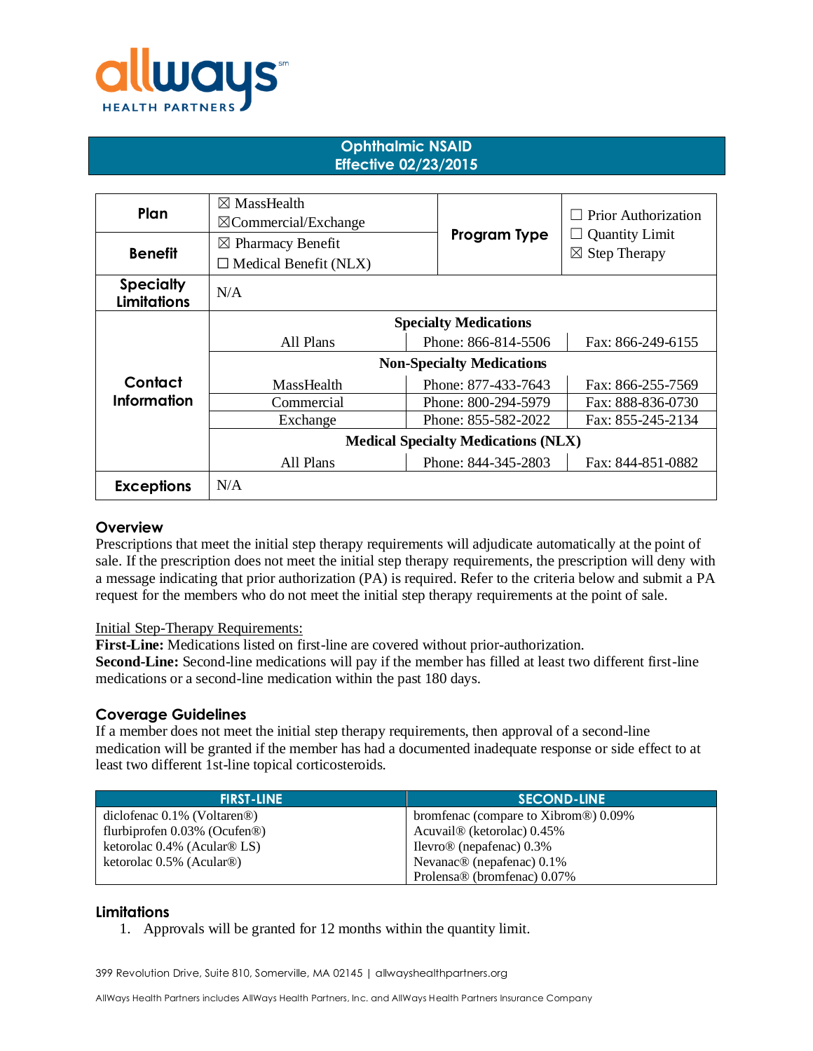# allways HEALTH PARTNERS

## Ophthalmic NSAID
## Effective 02/23/2015

| **Plan** | ☒ MassHealth<br>☒Commercial/Exchange | **Program Type** | ☐ Prior Authorization<br>☐ Quantity Limit<br>☒ Step Therapy |
|---|---|---|---|
| **Benefit** | ☒ Pharmacy Benefit<br>☐ Medical Benefit (NLX) | | |
| **Specialty Limitations** | N/A | | |
| **Contact Information** | **Specialty Medications** | | |
| | All Plans | Phone: 866-814-5506 | Fax: 866-249-6155 |
| | **Non-Specialty Medications** | | |
| | MassHealth | Phone: 877-433-7643 | Fax: 866-255-7569 |
| | Commercial | Phone: 800-294-5979 | Fax: 888-836-0730 |
| | Exchange | Phone: 855-582-2022 | Fax: 855-245-2134 |
| | **Medical Specialty Medications (NLX)** | | |
| | All Plans | Phone: 844-345-2803 | Fax: 844-851-0882 |
| **Exceptions** | N/A | | |

### Overview

Prescriptions that meet the initial step therapy requirements will adjudicate automatically at the point of sale. If the prescription does not meet the initial step therapy requirements, the prescription will deny with a message indicating that prior authorization (PA) is required. Refer to the criteria below and submit a PA request for the members who do not meet the initial step therapy requirements at the point of sale.

Initial Step-Therapy Requirements:

**First-Line:** Medications listed on first-line are covered without prior-authorization.
**Second-Line:** Second-line medications will pay if the member has filled at least two different first-line medications or a second-line medication within the past 180 days.

### Coverage Guidelines

If a member does not meet the initial step therapy requirements, then approval of a second-line medication will be granted if the member has had a documented inadequate response or side effect to at least two different 1st-line topical corticosteroids.

| FIRST-LINE | SECOND-LINE |
|---|---|
| diclofenac 0.1% (Voltaren®)<br>flurbiprofen 0.03% (Ocufen®)<br>ketorolac 0.4% (Acular® LS)<br>ketorolac 0.5% (Acular®) | bromfenac (compare to Xibrom®) 0.09%<br>Acuvail® (ketorolac) 0.45%<br>Ilevro® (nepafenac) 0.3%<br>Nevanac® (nepafenac) 0.1%<br>Prolensa® (bromfenac) 0.07% |

### Limitations

1. Approvals will be granted for 12 months within the quantity limit.

399 Revolution Drive, Suite 810, Somerville, MA 02145 | allwayshealthpartners.org

AllWays Health Partners includes AllWays Health Partners, Inc. and AllWays Health Partners Insurance Company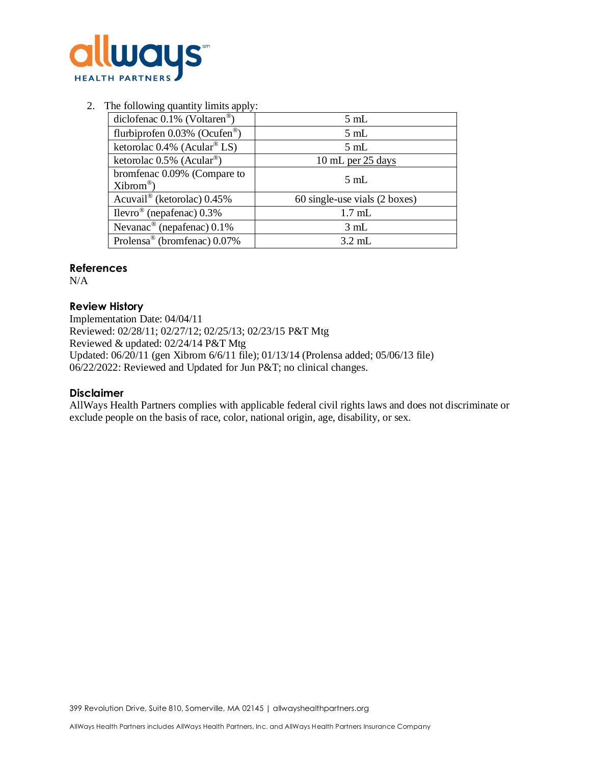2. The following quantity limits apply:

| | |
|---|---|
| diclofenac 0.1% (Voltaren®) | 5 mL |
| flurbiprofen 0.03% (Ocufen®) | 5 mL |
| ketorolac 0.4% (Acular® LS) | 5 mL |
| ketorolac 0.5% (Acular®) | 10 mL per 25 days |
| bromfenac 0.09% (Compare to Xibrom®) | 5 mL |
| Acuvail® (ketorolac) 0.45% | 60 single-use vials (2 boxes) |
| Ilevro® (nepafenac) 0.3% | 1.7 mL |
| Nevanac® (nepafenac) 0.1% | 3 mL |
| Prolensa® (bromfenac) 0.07% | 3.2 mL |

### References

N/A

### Review History

Implementation Date: 04/04/11
Reviewed: 02/28/11; 02/27/12; 02/25/13; 02/23/15 P&T Mtg
Reviewed & updated: 02/24/14 P&T Mtg
Updated: 06/20/11 (gen Xibrom 6/6/11 file); 01/13/14 (Prolensa added; 05/06/13 file)
06/22/2022: Reviewed and Updated for Jun P&T; no clinical changes.

### Disclaimer

AllWays Health Partners complies with applicable federal civil rights laws and does not discriminate or exclude people on the basis of race, color, national origin, age, disability, or sex.